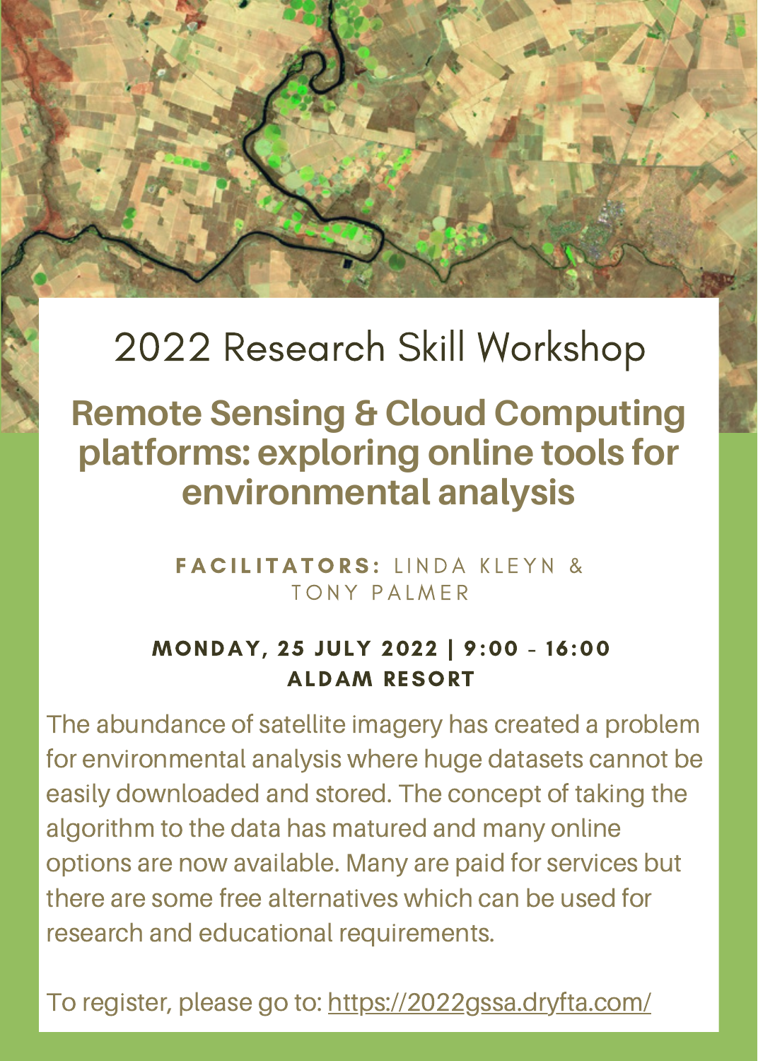# 2022 Research Skill Workshop

## Remote Sensing & Cloud Computing platforms: exploring online tools for environmental analysis

**FACILITATORS:** LINDA KLEYN & TONY PALMER

**MONDAY, 25 JULY 2022 | 9:00 - 16:00**
**ALDAM RESORT**

The abundance of satellite imagery has created a problem for environmental analysis where huge datasets cannot be easily downloaded and stored. The concept of taking the algorithm to the data has matured and many online options are now available. Many are paid for services but there are some free alternatives which can be used for research and educational requirements.

To register, please go to: https://2022gssa.dryfta.com/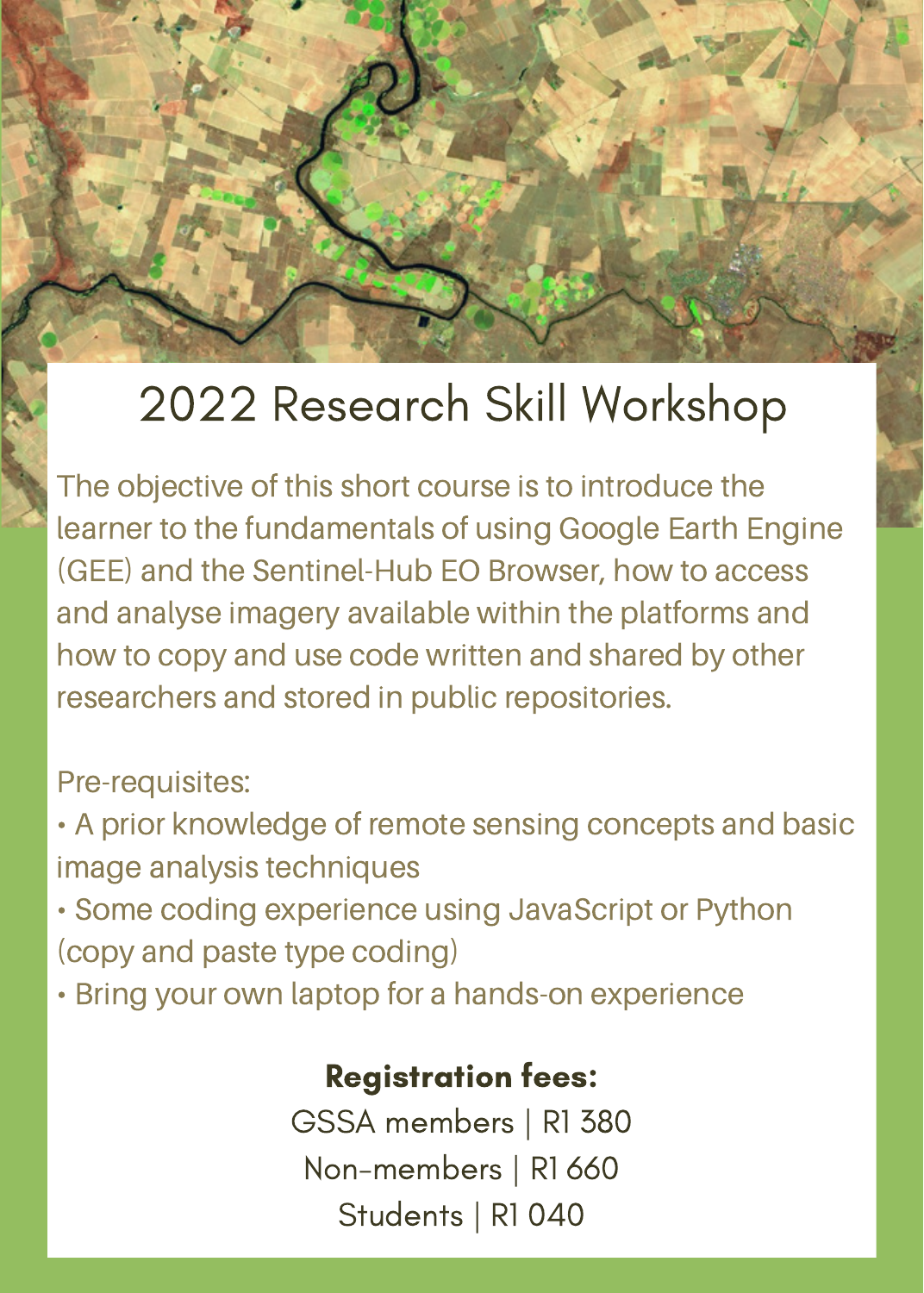# 2022 Research Skill Workshop

The objective of this short course is to introduce the learner to the fundamentals of using Google Earth Engine (GEE) and the Sentinel-Hub EO Browser, how to access and analyse imagery available within the platforms and how to copy and use code written and shared by other researchers and stored in public repositories.

Pre-requisites:

- A prior knowledge of remote sensing concepts and basic image analysis techniques
- Some coding experience using JavaScript or Python (copy and paste type coding)
- Bring your own laptop for a hands-on experience

**Registration fees:**

GSSA members | R1 380

Non-members | R1 660

Students | R1 040